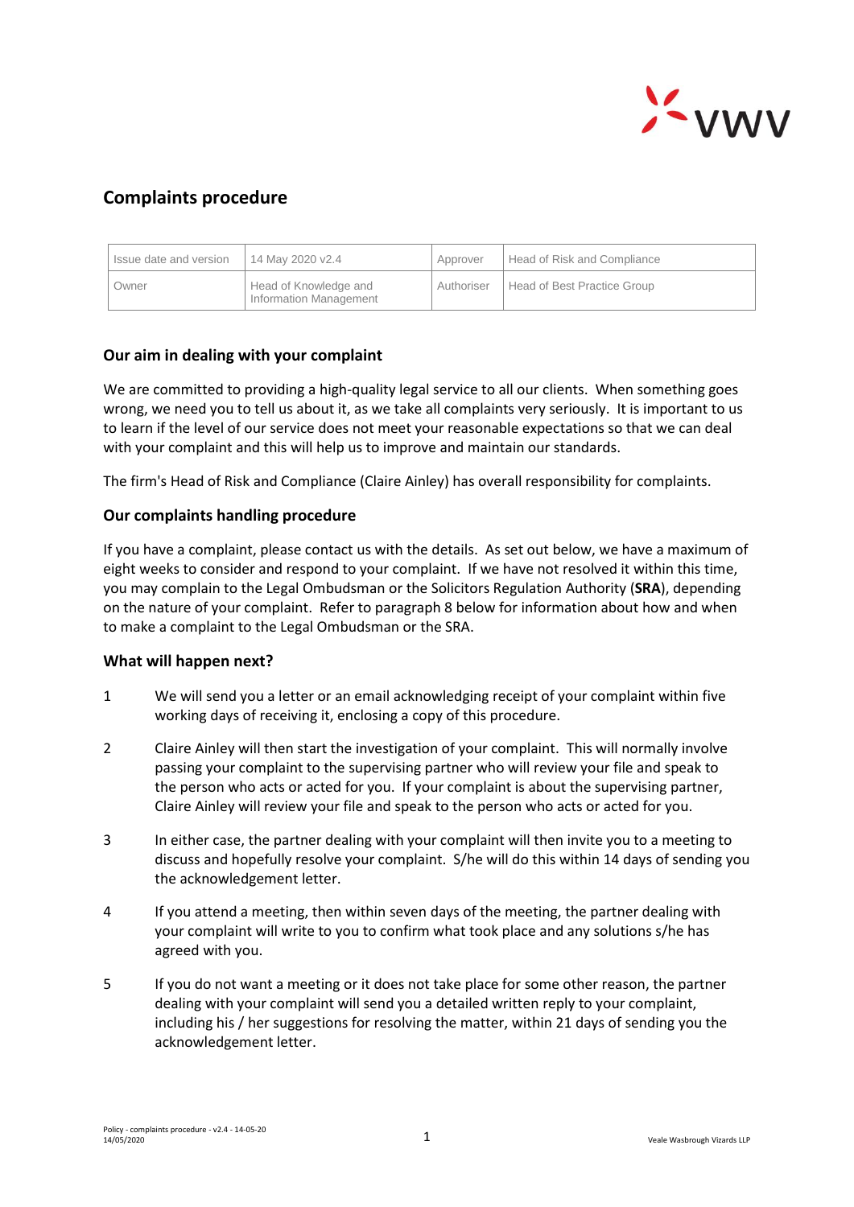# Complaints procedure

| Issue date and version | 14 May 2020 v2.4 | Approver | Head of Risk and Compliance |
|---|---|---|---|
| Owner | Head of Knowledge and Information Management | Authoriser | Head of Best Practice Group |

## Our aim in dealing with your complaint

We are committed to providing a high-quality legal service to all our clients. When something goes wrong, we need you to tell us about it, as we take all complaints very seriously. It is important to us to learn if the level of our service does not meet your reasonable expectations so that we can deal with your complaint and this will help us to improve and maintain our standards.

The firm's Head of Risk and Compliance (Claire Ainley) has overall responsibility for complaints.

## Our complaints handling procedure

If you have a complaint, please contact us with the details. As set out below, we have a maximum of eight weeks to consider and respond to your complaint. If we have not resolved it within this time, you may complain to the Legal Ombudsman or the Solicitors Regulation Authority (**SRA**), depending on the nature of your complaint. Refer to paragraph 8 below for information about how and when to make a complaint to the Legal Ombudsman or the SRA.

## What will happen next?

1. We will send you a letter or an email acknowledging receipt of your complaint within five working days of receiving it, enclosing a copy of this procedure.

2. Claire Ainley will then start the investigation of your complaint. This will normally involve passing your complaint to the supervising partner who will review your file and speak to the person who acts or acted for you. If your complaint is about the supervising partner, Claire Ainley will review your file and speak to the person who acts or acted for you.

3. In either case, the partner dealing with your complaint will then invite you to a meeting to discuss and hopefully resolve your complaint. S/he will do this within 14 days of sending you the acknowledgement letter.

4. If you attend a meeting, then within seven days of the meeting, the partner dealing with your complaint will write to you to confirm what took place and any solutions s/he has agreed with you.

5. If you do not want a meeting or it does not take place for some other reason, the partner dealing with your complaint will send you a detailed written reply to your complaint, including his / her suggestions for resolving the matter, within 21 days of sending you the acknowledgement letter.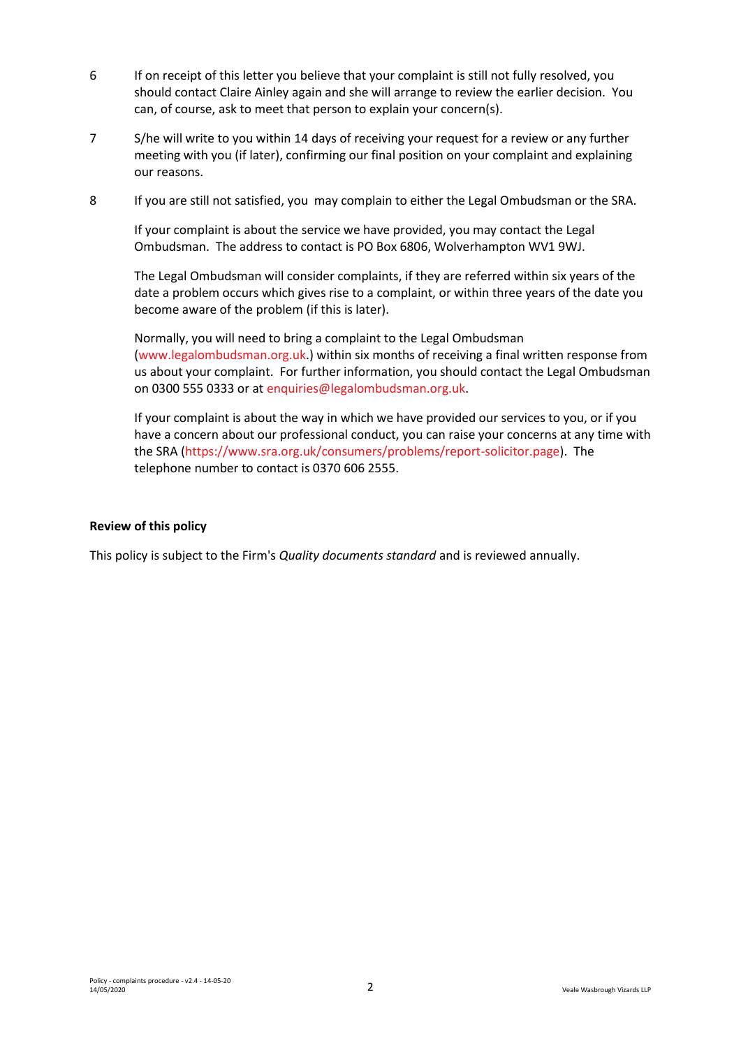6 If on receipt of this letter you believe that your complaint is still not fully resolved, you should contact Claire Ainley again and she will arrange to review the earlier decision. You can, of course, ask to meet that person to explain your concern(s).

7 S/he will write to you within 14 days of receiving your request for a review or any further meeting with you (if later), confirming our final position on your complaint and explaining our reasons.

8 If you are still not satisfied, you may complain to either the Legal Ombudsman or the SRA.

If your complaint is about the service we have provided, you may contact the Legal Ombudsman. The address to contact is PO Box 6806, Wolverhampton WV1 9WJ.

The Legal Ombudsman will consider complaints, if they are referred within six years of the date a problem occurs which gives rise to a complaint, or within three years of the date you become aware of the problem (if this is later).

Normally, you will need to bring a complaint to the Legal Ombudsman (www.legalombudsman.org.uk.) within six months of receiving a final written response from us about your complaint. For further information, you should contact the Legal Ombudsman on 0300 555 0333 or at enquiries@legalombudsman.org.uk.

If your complaint is about the way in which we have provided our services to you, or if you have a concern about our professional conduct, you can raise your concerns at any time with the SRA (https://www.sra.org.uk/consumers/problems/report-solicitor.page). The telephone number to contact is 0370 606 2555.

**Review of this policy**

This policy is subject to the Firm's *Quality documents standard* and is reviewed annually.